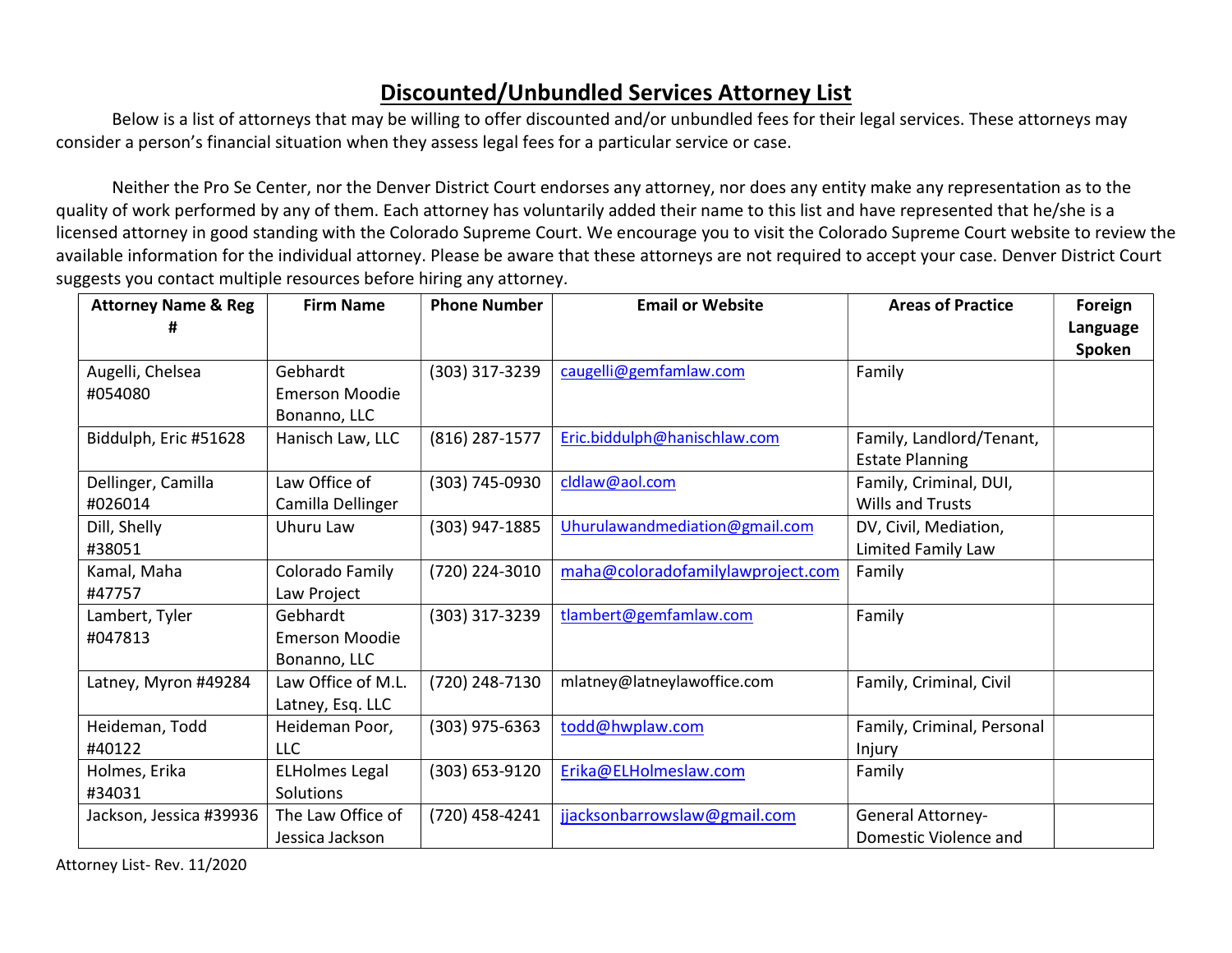# Discounted/Unbundled Services Attorney List

Below is a list of attorneys that may be willing to offer discounted and/or unbundled fees for their legal services. These attorneys may consider a person's financial situation when they assess legal fees for a particular service or case.

Neither the Pro Se Center, nor the Denver District Court endorses any attorney, nor does any entity make any representation as to the quality of work performed by any of them. Each attorney has voluntarily added their name to this list and have represented that he/she is a licensed attorney in good standing with the Colorado Supreme Court. We encourage you to visit the Colorado Supreme Court website to review the available information for the individual attorney. Please be aware that these attorneys are not required to accept your case. Denver District Court suggests you contact multiple resources before hiring any attorney.

| Attorney Name & Reg # | Firm Name | Phone Number | Email or Website | Areas of Practice | Foreign Language Spoken |
|---|---|---|---|---|---|
| Augelli, Chelsea #054080 | Gebhardt Emerson Moodie Bonanno, LLC | (303) 317-3239 | caugelli@gemfamlaw.com | Family | |
| Biddulph, Eric #51628 | Hanisch Law, LLC | (816) 287-1577 | Eric.biddulph@hanischlaw.com | Family, Landlord/Tenant, Estate Planning | |
| Dellinger, Camilla #026014 | Law Office of Camilla Dellinger | (303) 745-0930 | cldlaw@aol.com | Family, Criminal, DUI, Wills and Trusts | |
| Dill, Shelly #38051 | Uhuru Law | (303) 947-1885 | Uhurulawandmediation@gmail.com | DV, Civil, Mediation, Limited Family Law | |
| Kamal, Maha #47757 | Colorado Family Law Project | (720) 224-3010 | maha@coloradofamilylawproject.com | Family | |
| Lambert, Tyler #047813 | Gebhardt Emerson Moodie Bonanno, LLC | (303) 317-3239 | tlambert@gemfamlaw.com | Family | |
| Latney, Myron #49284 | Law Office of M.L. Latney, Esq. LLC | (720) 248-7130 | mlatney@latneylawoffice.com | Family, Criminal, Civil | |
| Heideman, Todd #40122 | Heideman Poor, LLC | (303) 975-6363 | todd@hwplaw.com | Family, Criminal, Personal Injury | |
| Holmes, Erika #34031 | ELHolmes Legal Solutions | (303) 653-9120 | Erika@ELHolmeslaw.com | Family | |
| Jackson, Jessica #39936 | The Law Office of Jessica Jackson | (720) 458-4241 | jjacksonbarrowslaw@gmail.com | General Attorney- Domestic Violence and | |

Attorney List- Rev. 11/2020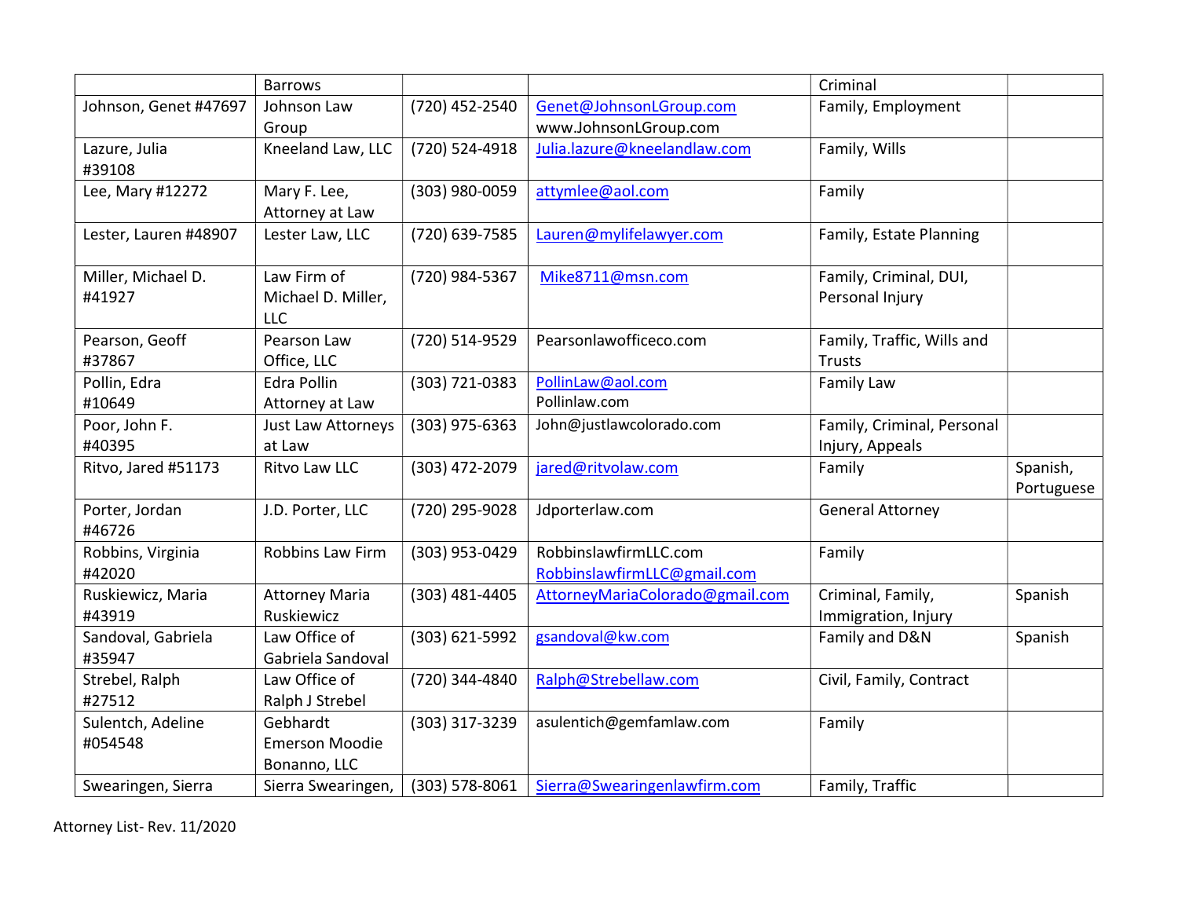| | | | | | |
|---|---|---|---|---|---|
| | Barrows | | | Criminal | |
| Johnson, Genet #47697 | Johnson Law Group | (720) 452-2540 | Genet@JohnsonLGroup.com www.JohnsonLGroup.com | Family, Employment | |
| Lazure, Julia #39108 | Kneeland Law, LLC | (720) 524-4918 | Julia.lazure@kneelandlaw.com | Family, Wills | |
| Lee, Mary #12272 | Mary F. Lee, Attorney at Law | (303) 980-0059 | attymlee@aol.com | Family | |
| Lester, Lauren #48907 | Lester Law, LLC | (720) 639-7585 | Lauren@mylifelawyer.com | Family, Estate Planning | |
| Miller, Michael D. #41927 | Law Firm of Michael D. Miller, LLC | (720) 984-5367 | Mike8711@msn.com | Family, Criminal, DUI, Personal Injury | |
| Pearson, Geoff #37867 | Pearson Law Office, LLC | (720) 514-9529 | Pearsonlawofficeco.com | Family, Traffic, Wills and Trusts | |
| Pollin, Edra #10649 | Edra Pollin Attorney at Law | (303) 721-0383 | PollinLaw@aol.com Pollinlaw.com | Family Law | |
| Poor, John F. #40395 | Just Law Attorneys at Law | (303) 975-6363 | John@justlawcolorado.com | Family, Criminal, Personal Injury, Appeals | |
| Ritvo, Jared #51173 | Ritvo Law LLC | (303) 472-2079 | jared@ritvolaw.com | Family | Spanish, Portuguese |
| Porter, Jordan #46726 | J.D. Porter, LLC | (720) 295-9028 | Jdporterlaw.com | General Attorney | |
| Robbins, Virginia #42020 | Robbins Law Firm | (303) 953-0429 | RobbinslawfirmLLC.com RobbinslawfirmLLC@gmail.com | Family | |
| Ruskiewicz, Maria #43919 | Attorney Maria Ruskiewicz | (303) 481-4405 | AttorneyMariaColorado@gmail.com | Criminal, Family, Immigration, Injury | Spanish |
| Sandoval, Gabriela #35947 | Law Office of Gabriela Sandoval | (303) 621-5992 | gsandoval@kw.com | Family and D&N | Spanish |
| Strebel, Ralph #27512 | Law Office of Ralph J Strebel | (720) 344-4840 | Ralph@Strebellaw.com | Civil, Family, Contract | |
| Sulentch, Adeline #054548 | Gebhardt Emerson Moodie Bonanno, LLC | (303) 317-3239 | asulentich@gemfamlaw.com | Family | |
| Swearingen, Sierra | Sierra Swearingen, | (303) 578-8061 | Sierra@Swearingenlawfirm.com | Family, Traffic | |

Attorney List- Rev. 11/2020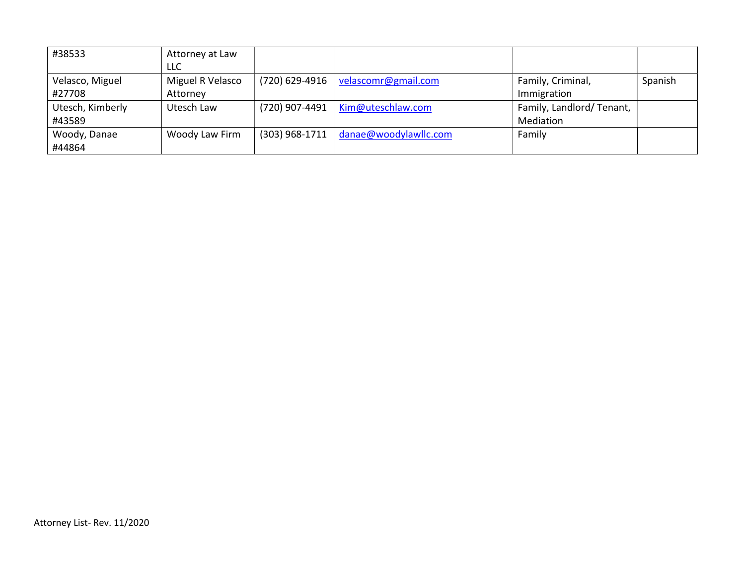| | | | | | |
|---|---|---|---|---|---|
| #38533 | Attorney at Law LLC | | | | |
| Velasco, Miguel #27708 | Miguel R Velasco Attorney | (720) 629-4916 | velascomr@gmail.com | Family, Criminal, Immigration | Spanish |
| Utesch, Kimberly #43589 | Utesch Law | (720) 907-4491 | Kim@uteschlaw.com | Family, Landlord/ Tenant, Mediation | |
| Woody, Danae #44864 | Woody Law Firm | (303) 968-1711 | danae@woodylawllc.com | Family | |

Attorney List- Rev. 11/2020